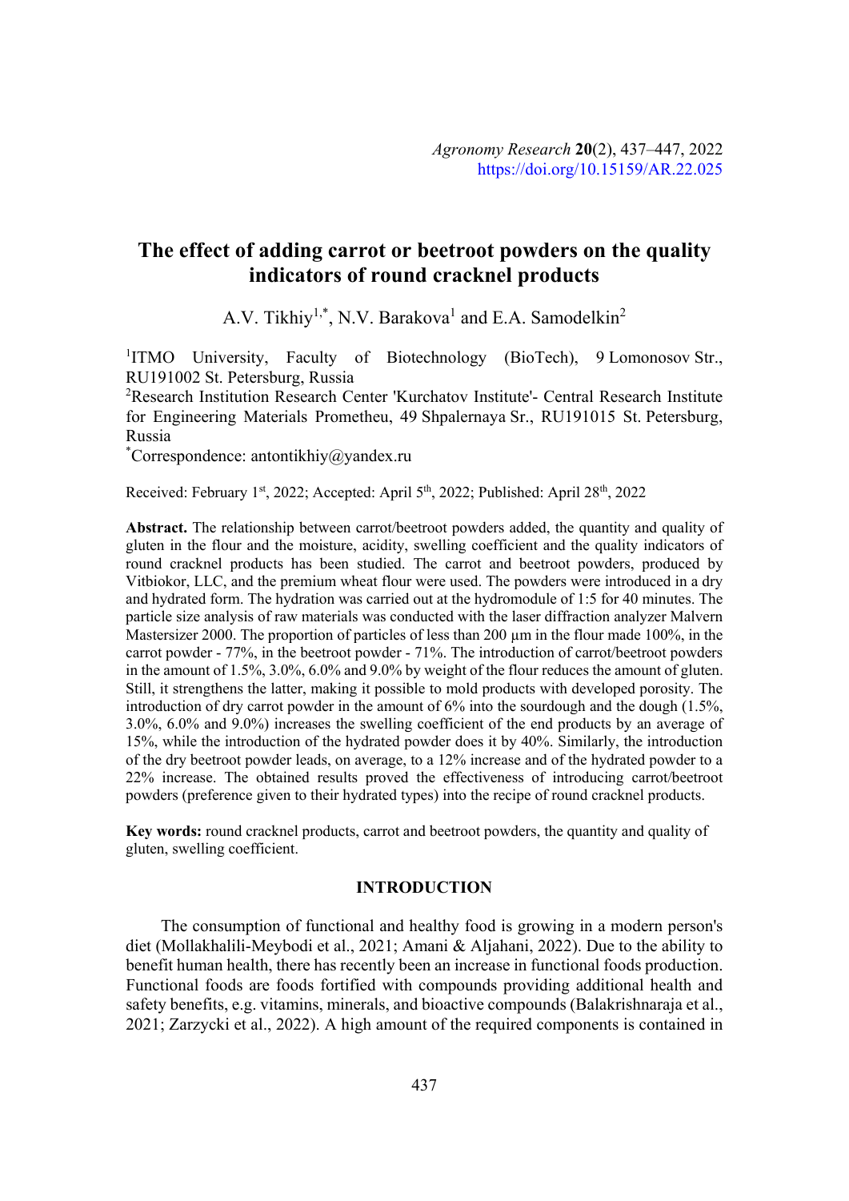# The effect of adding carrot or beetroot powders on the quality indicators of round cracknel products

A.V. Tikhiy[1,*], N.V. Barakova[1] and E.A. Samodelkin[2]

[1]ITMO University, Faculty of Biotechnology (BioTech), 9 Lomonosov Str., RU191002 St. Petersburg, Russia

[2]Research Institution Research Center 'Kurchatov Institute'- Central Research Institute for Engineering Materials Prometheu, 49 Shpalernaya Sr., RU191015 St. Petersburg, Russia

[*]Correspondence: antontikhiy@yandex.ru

Received: February 1st, 2022; Accepted: April 5th, 2022; Published: April 28th, 2022

**Abstract.** The relationship between carrot/beetroot powders added, the quantity and quality of gluten in the flour and the moisture, acidity, swelling coefficient and the quality indicators of round cracknel products has been studied. The carrot and beetroot powders, produced by Vitbiokor, LLC, and the premium wheat flour were used. The powders were introduced in a dry and hydrated form. The hydration was carried out at the hydromodule of 1:5 for 40 minutes. The particle size analysis of raw materials was conducted with the laser diffraction analyzer Malvern Mastersizer 2000. The proportion of particles of less than 200 μm in the flour made 100%, in the carrot powder - 77%, in the beetroot powder - 71%. The introduction of carrot/beetroot powders in the amount of 1.5%, 3.0%, 6.0% and 9.0% by weight of the flour reduces the amount of gluten. Still, it strengthens the latter, making it possible to mold products with developed porosity. The introduction of dry carrot powder in the amount of 6% into the sourdough and the dough (1.5%, 3.0%, 6.0% and 9.0%) increases the swelling coefficient of the end products by an average of 15%, while the introduction of the hydrated powder does it by 40%. Similarly, the introduction of the dry beetroot powder leads, on average, to a 12% increase and of the hydrated powder to a 22% increase. The obtained results proved the effectiveness of introducing carrot/beetroot powders (preference given to their hydrated types) into the recipe of round cracknel products.

**Key words:** round cracknel products, carrot and beetroot powders, the quantity and quality of gluten, swelling coefficient.

## INTRODUCTION

The consumption of functional and healthy food is growing in a modern person's diet (Mollakhalili-Meybodi et al., 2021; Amani & Aljahani, 2022). Due to the ability to benefit human health, there has recently been an increase in functional foods production. Functional foods are foods fortified with compounds providing additional health and safety benefits, e.g. vitamins, minerals, and bioactive compounds (Balakrishnaraja et al., 2021; Zarzycki et al., 2022). A high amount of the required components is contained in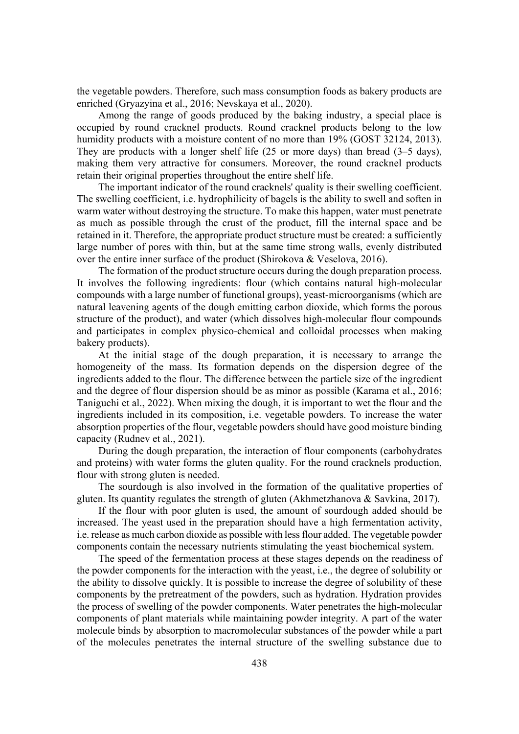the vegetable powders. Therefore, such mass consumption foods as bakery products are enriched (Gryazyina et al., 2016; Nevskaya et al., 2020).

Among the range of goods produced by the baking industry, a special place is occupied by round cracknel products. Round cracknel products belong to the low humidity products with a moisture content of no more than 19% (GOST 32124, 2013). They are products with a longer shelf life (25 or more days) than bread (3–5 days), making them very attractive for consumers. Moreover, the round cracknel products retain their original properties throughout the entire shelf life.

The important indicator of the round cracknels' quality is their swelling coefficient. The swelling coefficient, i.e. hydrophilicity of bagels is the ability to swell and soften in warm water without destroying the structure. To make this happen, water must penetrate as much as possible through the crust of the product, fill the internal space and be retained in it. Therefore, the appropriate product structure must be created: a sufficiently large number of pores with thin, but at the same time strong walls, evenly distributed over the entire inner surface of the product (Shirokova & Veselova, 2016).

The formation of the product structure occurs during the dough preparation process. It involves the following ingredients: flour (which contains natural high-molecular compounds with a large number of functional groups), yeast-microorganisms (which are natural leavening agents of the dough emitting carbon dioxide, which forms the porous structure of the product), and water (which dissolves high-molecular flour compounds and participates in complex physico-chemical and colloidal processes when making bakery products).

At the initial stage of the dough preparation, it is necessary to arrange the homogeneity of the mass. Its formation depends on the dispersion degree of the ingredients added to the flour. The difference between the particle size of the ingredient and the degree of flour dispersion should be as minor as possible (Karama et al., 2016; Taniguchi et al., 2022). When mixing the dough, it is important to wet the flour and the ingredients included in its composition, i.e. vegetable powders. To increase the water absorption properties of the flour, vegetable powders should have good moisture binding capacity (Rudnev et al., 2021).

During the dough preparation, the interaction of flour components (carbohydrates and proteins) with water forms the gluten quality. For the round cracknels production, flour with strong gluten is needed.

The sourdough is also involved in the formation of the qualitative properties of gluten. Its quantity regulates the strength of gluten (Akhmetzhanova & Savkina, 2017).

If the flour with poor gluten is used, the amount of sourdough added should be increased. The yeast used in the preparation should have a high fermentation activity, i.e. release as much carbon dioxide as possible with less flour added. The vegetable powder components contain the necessary nutrients stimulating the yeast biochemical system.

The speed of the fermentation process at these stages depends on the readiness of the powder components for the interaction with the yeast, i.e., the degree of solubility or the ability to dissolve quickly. It is possible to increase the degree of solubility of these components by the pretreatment of the powders, such as hydration. Hydration provides the process of swelling of the powder components. Water penetrates the high-molecular components of plant materials while maintaining powder integrity. A part of the water molecule binds by absorption to macromolecular substances of the powder while a part of the molecules penetrates the internal structure of the swelling substance due to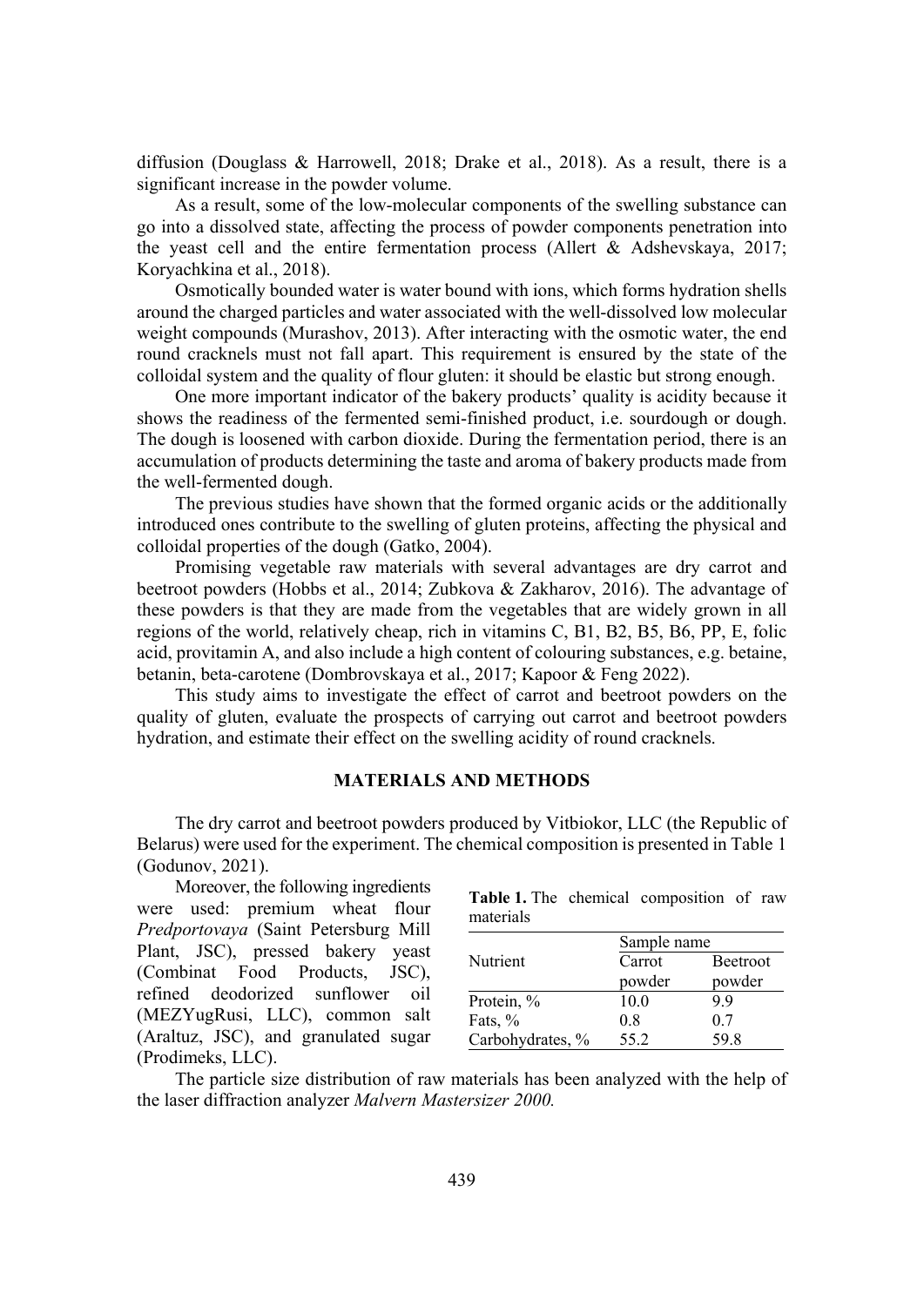diffusion (Douglass & Harrowell, 2018; Drake et al., 2018). As a result, there is a significant increase in the powder volume.

As a result, some of the low-molecular components of the swelling substance can go into a dissolved state, affecting the process of powder components penetration into the yeast cell and the entire fermentation process (Allert & Adshevskaya, 2017; Koryachkina et al., 2018).

Osmotically bounded water is water bound with ions, which forms hydration shells around the charged particles and water associated with the well-dissolved low molecular weight compounds (Murashov, 2013). After interacting with the osmotic water, the end round cracknels must not fall apart. This requirement is ensured by the state of the colloidal system and the quality of flour gluten: it should be elastic but strong enough.

One more important indicator of the bakery products' quality is acidity because it shows the readiness of the fermented semi-finished product, i.e. sourdough or dough. The dough is loosened with carbon dioxide. During the fermentation period, there is an accumulation of products determining the taste and aroma of bakery products made from the well-fermented dough.

The previous studies have shown that the formed organic acids or the additionally introduced ones contribute to the swelling of gluten proteins, affecting the physical and colloidal properties of the dough (Gatko, 2004).

Promising vegetable raw materials with several advantages are dry carrot and beetroot powders (Hobbs et al., 2014; Zubkova & Zakharov, 2016). The advantage of these powders is that they are made from the vegetables that are widely grown in all regions of the world, relatively cheap, rich in vitamins C, B1, B2, B5, B6, PP, E, folic acid, provitamin A, and also include a high content of colouring substances, e.g. betaine, betanin, beta-carotene (Dombrovskaya et al., 2017; Kapoor & Feng 2022).

This study aims to investigate the effect of carrot and beetroot powders on the quality of gluten, evaluate the prospects of carrying out carrot and beetroot powders hydration, and estimate their effect on the swelling acidity of round cracknels.

## MATERIALS AND METHODS

The dry carrot and beetroot powders produced by Vitbiokor, LLC (the Republic of Belarus) were used for the experiment. The chemical composition is presented in Table 1 (Godunov, 2021).

Moreover, the following ingredients were used: premium wheat flour *Predportovaya* (Saint Petersburg Mill Plant, JSC), pressed bakery yeast (Combinat Food Products, JSC), refined deodorized sunflower oil (MEZYugRusi, LLC), common salt (Araltuz, JSC), and granulated sugar (Prodimeks, LLC).

**Table 1.** The chemical composition of raw materials

| Nutrient | Sample name | |
|---|---|---|
| | Carrot powder | Beetroot powder |
| Protein, % | 10.0 | 9.9 |
| Fats, % | 0.8 | 0.7 |
| Carbohydrates, % | 55.2 | 59.8 |

The particle size distribution of raw materials has been analyzed with the help of the laser diffraction analyzer *Malvern Mastersizer 2000.*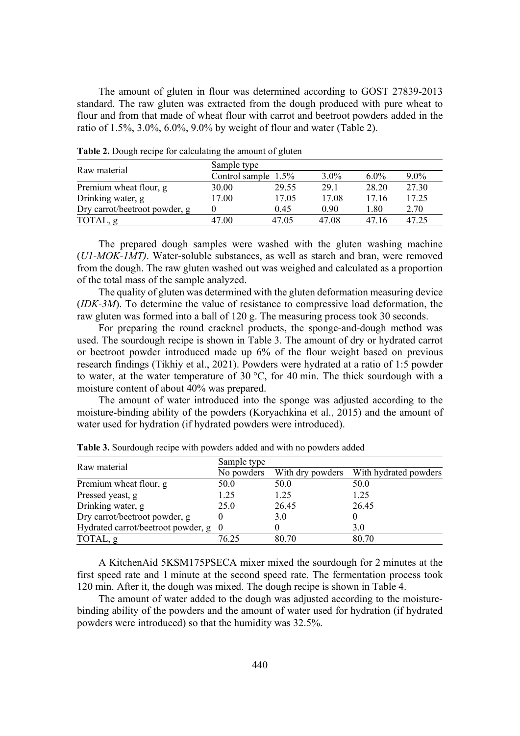The amount of gluten in flour was determined according to GOST 27839-2013 standard. The raw gluten was extracted from the dough produced with pure wheat to flour and from that made of wheat flour with carrot and beetroot powders added in the ratio of 1.5%, 3.0%, 6.0%, 9.0% by weight of flour and water (Table 2).

**Table 2.** Dough recipe for calculating the amount of gluten

| Raw material | Sample type | | | | |
|---|---|---|---|---|---|
| | Control sample | 1.5% | 3.0% | 6.0% | 9.0% |
| Premium wheat flour, g | 30.00 | 29.55 | 29.1 | 28.20 | 27.30 |
| Drinking water, g | 17.00 | 17.05 | 17.08 | 17.16 | 17.25 |
| Dry carrot/beetroot powder, g | 0 | 0.45 | 0.90 | 1.80 | 2.70 |
| TOTAL, g | 47.00 | 47.05 | 47.08 | 47.16 | 47.25 |

The prepared dough samples were washed with the gluten washing machine (*U1-MOK-1MT)*. Water-soluble substances, as well as starch and bran, were removed from the dough. The raw gluten washed out was weighed and calculated as a proportion of the total mass of the sample analyzed.

The quality of gluten was determined with the gluten deformation measuring device (*IDK-3M*). To determine the value of resistance to compressive load deformation, the raw gluten was formed into a ball of 120 g. The measuring process took 30 seconds.

For preparing the round cracknel products, the sponge-and-dough method was used. The sourdough recipe is shown in Table 3. The amount of dry or hydrated carrot or beetroot powder introduced made up 6% of the flour weight based on previous research findings (Tikhiy et al., 2021). Powders were hydrated at a ratio of 1:5 powder to water, at the water temperature of 30 °C, for 40 min. The thick sourdough with a moisture content of about 40% was prepared.

The amount of water introduced into the sponge was adjusted according to the moisture-binding ability of the powders (Koryachkina et al., 2015) and the amount of water used for hydration (if hydrated powders were introduced).

**Table 3.** Sourdough recipe with powders added and with no powders added

| Raw material | Sample type | | |
|---|---|---|---|
| | No powders | With dry powders | With hydrated powders |
| Premium wheat flour, g | 50.0 | 50.0 | 50.0 |
| Pressed yeast, g | 1.25 | 1.25 | 1.25 |
| Drinking water, g | 25.0 | 26.45 | 26.45 |
| Dry carrot/beetroot powder, g | 0 | 3.0 | 0 |
| Hydrated carrot/beetroot powder, g | 0 | 0 | 3.0 |
| TOTAL, g | 76.25 | 80.70 | 80.70 |

A KitchenAid 5KSM175PSECA mixer mixed the sourdough for 2 minutes at the first speed rate and 1 minute at the second speed rate. The fermentation process took 120 min. After it, the dough was mixed. The dough recipe is shown in Table 4.

The amount of water added to the dough was adjusted according to the moisture-binding ability of the powders and the amount of water used for hydration (if hydrated powders were introduced) so that the humidity was 32.5%.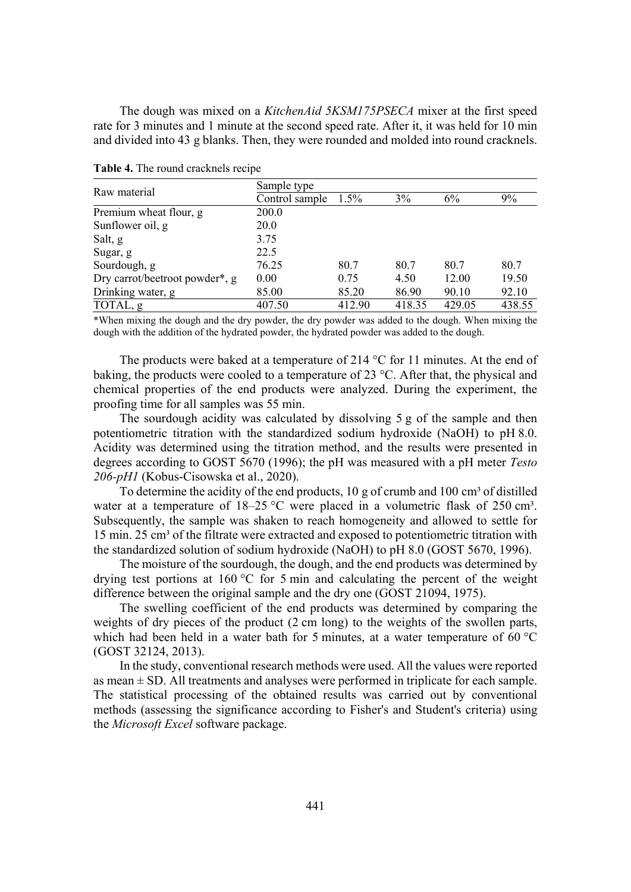The dough was mixed on a *KitchenAid 5KSM175PSECA* mixer at the first speed rate for 3 minutes and 1 minute at the second speed rate. After it, it was held for 10 min and divided into 43 g blanks. Then, they were rounded and molded into round cracknels.

**Table 4.** The round cracknels recipe

| Raw material | Sample type | | | | |
|---|---|---|---|---|---|
| | Control sample | 1.5% | 3% | 6% | 9% |
| Premium wheat flour, g | 200.0 | | | | |
| Sunflower oil, g | 20.0 | | | | |
| Salt, g | 3.75 | | | | |
| Sugar, g | 22.5 | | | | |
| Sourdough, g | 76.25 | 80.7 | 80.7 | 80.7 | 80.7 |
| Dry carrot/beetroot powder*, g | 0.00 | 0.75 | 4.50 | 12.00 | 19.50 |
| Drinking water, g | 85.00 | 85.20 | 86.90 | 90.10 | 92.10 |
| TOTAL, g | 407.50 | 412.90 | 418.35 | 429.05 | 438.55 |

*When mixing the dough and the dry powder, the dry powder was added to the dough. When mixing the dough with the addition of the hydrated powder, the hydrated powder was added to the dough.

The products were baked at a temperature of 214 °C for 11 minutes. At the end of baking, the products were cooled to a temperature of 23 °C. After that, the physical and chemical properties of the end products were analyzed. During the experiment, the proofing time for all samples was 55 min.

The sourdough acidity was calculated by dissolving 5 g of the sample and then potentiometric titration with the standardized sodium hydroxide (NaOH) to pH 8.0. Acidity was determined using the titration method, and the results were presented in degrees according to GOST 5670 (1996); the pH was measured with a pH meter *Testo 206-pH1* (Kobus-Cisowska et al., 2020).

To determine the acidity of the end products, 10 g of crumb and 100 cm³ of distilled water at a temperature of 18–25 °C were placed in a volumetric flask of 250 cm³. Subsequently, the sample was shaken to reach homogeneity and allowed to settle for 15 min. 25 cm³ of the filtrate were extracted and exposed to potentiometric titration with the standardized solution of sodium hydroxide (NaOH) to pH 8.0 (GOST 5670, 1996).

The moisture of the sourdough, the dough, and the end products was determined by drying test portions at 160 °C for 5 min and calculating the percent of the weight difference between the original sample and the dry one (GOST 21094, 1975).

The swelling coefficient of the end products was determined by comparing the weights of dry pieces of the product (2 cm long) to the weights of the swollen parts, which had been held in a water bath for 5 minutes, at a water temperature of 60 °C (GOST 32124, 2013).

In the study, conventional research methods were used. All the values were reported as mean ± SD. All treatments and analyses were performed in triplicate for each sample. The statistical processing of the obtained results was carried out by conventional methods (assessing the significance according to Fisher's and Student's criteria) using the *Microsoft Excel* software package.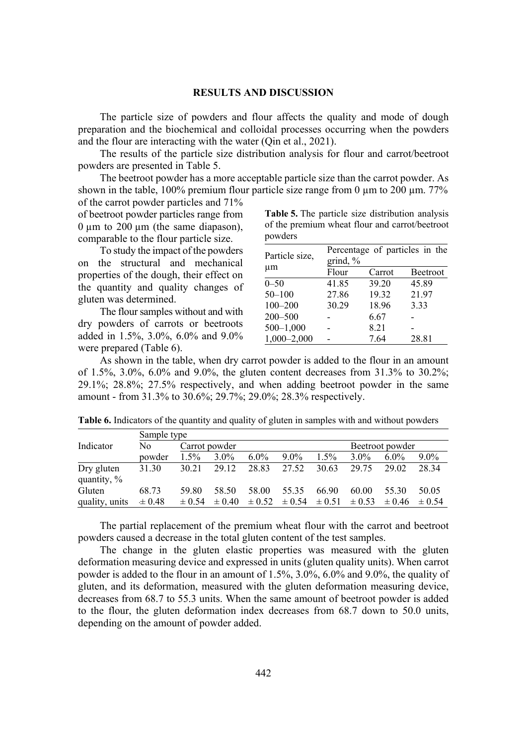## RESULTS AND DISCUSSION

The particle size of powders and flour affects the quality and mode of dough preparation and the biochemical and colloidal processes occurring when the powders and the flour are interacting with the water (Qin et al., 2021).

The results of the particle size distribution analysis for flour and carrot/beetroot powders are presented in Table 5.

The beetroot powder has a more acceptable particle size than the carrot powder. As shown in the table, 100% premium flour particle size range from 0 µm to 200 µm. 77% of the carrot powder particles and 71% of beetroot powder particles range from 0 µm to 200 µm (the same diapason), comparable to the flour particle size.

**Table 5.** The particle size distribution analysis of the premium wheat flour and carrot/beetroot powders

| Particle size, µm | Percentage of particles in the grind, % | | |
|---|---|---|---|
| | Flour | Carrot | Beetroot |
| 0–50 | 41.85 | 39.20 | 45.89 |
| 50–100 | 27.86 | 19.32 | 21.97 |
| 100–200 | 30.29 | 18.96 | 3.33 |
| 200–500 | - | 6.67 | - |
| 500–1,000 | - | 8.21 | - |
| 1,000–2,000 | - | 7.64 | 28.81 |

To study the impact of the powders on the structural and mechanical properties of the dough, their effect on the quantity and quality changes of gluten was determined.

The flour samples without and with dry powders of carrots or beetroots added in 1.5%, 3.0%, 6.0% and 9.0% were prepared (Table 6).

As shown in the table, when dry carrot powder is added to the flour in an amount of 1.5%, 3.0%, 6.0% and 9.0%, the gluten content decreases from 31.3% to 30.2%; 29.1%; 28.8%; 27.5% respectively, and when adding beetroot powder in the same amount - from 31.3% to 30.6%; 29.7%; 29.0%; 28.3% respectively.

**Table 6.** Indicators of the quantity and quality of gluten in samples with and without powders

| Indicator | Sample type | | | | | | | | |
|---|---|---|---|---|---|---|---|---|---|
| | No powder | Carrot powder | | | | Beetroot powder | | | |
| | | 1.5% | 3.0% | 6.0% | 9.0% | 1.5% | 3.0% | 6.0% | 9.0% |
| Dry gluten quantity, % | 31.30 | 30.21 | 29.12 | 28.83 | 27.52 | 30.63 | 29.75 | 29.02 | 28.34 |
| Gluten quality, units | 68.73 ± 0.48 | 59.80 ± 0.54 | 58.50 ± 0.40 | 58.00 ± 0.52 | 55.35 ± 0.54 | 66.90 ± 0.51 | 60.00 ± 0.53 | 55.30 ± 0.46 | 50.05 ± 0.54 |

The partial replacement of the premium wheat flour with the carrot and beetroot powders caused a decrease in the total gluten content of the test samples.

The change in the gluten elastic properties was measured with the gluten deformation measuring device and expressed in units (gluten quality units). When carrot powder is added to the flour in an amount of 1.5%, 3.0%, 6.0% and 9.0%, the quality of gluten, and its deformation, measured with the gluten deformation measuring device, decreases from 68.7 to 55.3 units. When the same amount of beetroot powder is added to the flour, the gluten deformation index decreases from 68.7 down to 50.0 units, depending on the amount of powder added.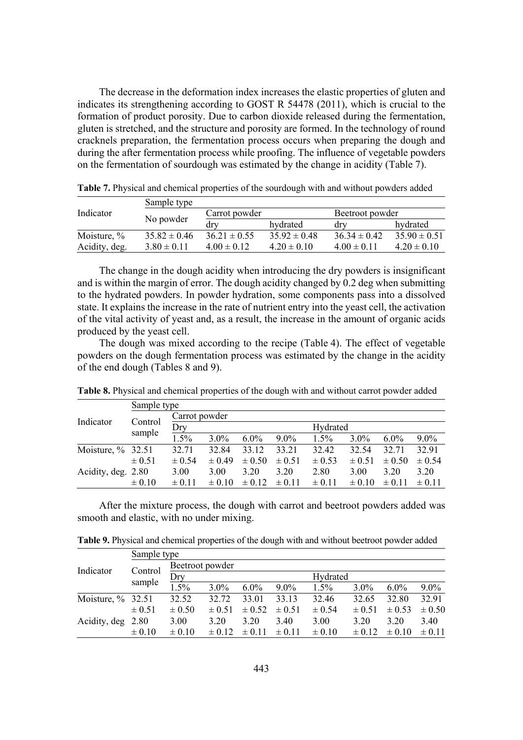The decrease in the deformation index increases the elastic properties of gluten and indicates its strengthening according to GOST R 54478 (2011), which is crucial to the formation of product porosity. Due to carbon dioxide released during the fermentation, gluten is stretched, and the structure and porosity are formed. In the technology of round cracknels preparation, the fermentation process occurs when preparing the dough and during the after fermentation process while proofing. The influence of vegetable powders on the fermentation of sourdough was estimated by the change in acidity (Table 7).

**Table 7.** Physical and chemical properties of the sourdough with and without powders added

| Indicator | Sample type | | | | |
|---|---|---|---|---|---|
| | No powder | Carrot powder | | Beetroot powder | |
| | | dry | hydrated | dry | hydrated |
| Moisture, % | 35.82 ± 0.46 | 36.21 ± 0.55 | 35.92 ± 0.48 | 36.34 ± 0.42 | 35.90 ± 0.51 |
| Acidity, deg. | 3.80 ± 0.11 | 4.00 ± 0.12 | 4.20 ± 0.10 | 4.00 ± 0.11 | 4.20 ± 0.10 |

The change in the dough acidity when introducing the dry powders is insignificant and is within the margin of error. The dough acidity changed by 0.2 deg when submitting to the hydrated powders. In powder hydration, some components pass into a dissolved state. It explains the increase in the rate of nutrient entry into the yeast cell, the activation of the vital activity of yeast and, as a result, the increase in the amount of organic acids produced by the yeast cell.

The dough was mixed according to the recipe (Table 4). The effect of vegetable powders on the dough fermentation process was estimated by the change in the acidity of the end dough (Tables 8 and 9).

**Table 8.** Physical and chemical properties of the dough with and without carrot powder added

| Indicator | Sample type | | | | | | | | |
|---|---|---|---|---|---|---|---|---|---|
| | Control sample | Carrot powder | | | | | | | |
| | | Dry | | | | Hydrated | | | |
| | | 1.5% | 3.0% | 6.0% | 9.0% | 1.5% | 3.0% | 6.0% | 9.0% |
| Moisture, % | 32.51 ± 0.51 | 32.71 ± 0.54 | 32.84 ± 0.49 | 33.12 ± 0.50 | 33.21 ± 0.51 | 32.42 ± 0.53 | 32.54 ± 0.51 | 32.71 ± 0.50 | 32.91 ± 0.54 |
| Acidity, deg. | 2.80 ± 0.10 | 3.00 ± 0.11 | 3.00 ± 0.10 | 3.20 ± 0.12 | 3.20 ± 0.11 | 2.80 ± 0.11 | 3.00 ± 0.10 | 3.20 ± 0.11 | 3.20 ± 0.11 |

After the mixture process, the dough with carrot and beetroot powders added was smooth and elastic, with no under mixing.

**Table 9.** Physical and chemical properties of the dough with and without beetroot powder added

| Indicator | Sample type | | | | | | | | |
|---|---|---|---|---|---|---|---|---|---|
| | Control sample | Beetroot powder | | | | | | | |
| | | Dry | | | | Hydrated | | | |
| | | 1.5% | 3.0% | 6.0% | 9.0% | 1.5% | 3.0% | 6.0% | 9.0% |
| Moisture, % | 32.51 ± 0.51 | 32.52 ± 0.50 | 32.72 ± 0.51 | 33.01 ± 0.52 | 33.13 ± 0.51 | 32.46 ± 0.54 | 32.65 ± 0.51 | 32.80 ± 0.53 | 32.91 ± 0.50 |
| Acidity, deg | 2.80 ± 0.10 | 3.00 ± 0.10 | 3.20 ± 0.12 | 3.20 ± 0.11 | 3.40 ± 0.11 | 3.00 ± 0.10 | 3.20 ± 0.12 | 3.20 ± 0.10 | 3.40 ± 0.11 |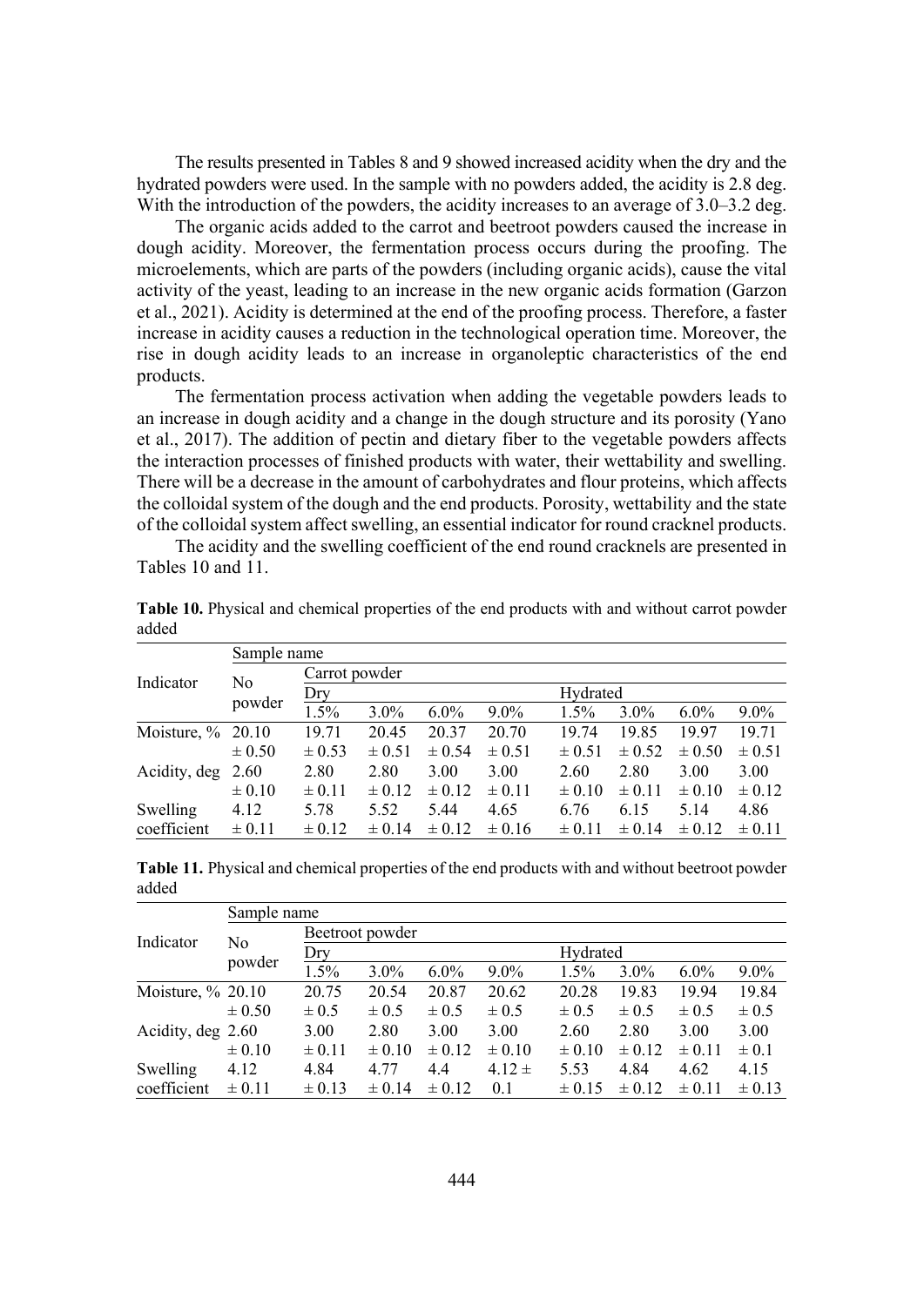The results presented in Tables 8 and 9 showed increased acidity when the dry and the hydrated powders were used. In the sample with no powders added, the acidity is 2.8 deg. With the introduction of the powders, the acidity increases to an average of 3.0–3.2 deg.

The organic acids added to the carrot and beetroot powders caused the increase in dough acidity. Moreover, the fermentation process occurs during the proofing. The microelements, which are parts of the powders (including organic acids), cause the vital activity of the yeast, leading to an increase in the new organic acids formation (Garzon et al., 2021). Acidity is determined at the end of the proofing process. Therefore, a faster increase in acidity causes a reduction in the technological operation time. Moreover, the rise in dough acidity leads to an increase in organoleptic characteristics of the end products.

The fermentation process activation when adding the vegetable powders leads to an increase in dough acidity and a change in the dough structure and its porosity (Yano et al., 2017). The addition of pectin and dietary fiber to the vegetable powders affects the interaction processes of finished products with water, their wettability and swelling. There will be a decrease in the amount of carbohydrates and flour proteins, which affects the colloidal system of the dough and the end products. Porosity, wettability and the state of the colloidal system affect swelling, an essential indicator for round cracknel products.

The acidity and the swelling coefficient of the end round cracknels are presented in Tables 10 and 11.

**Table 10.** Physical and chemical properties of the end products with and without carrot powder added

| Indicator | Sample name | | | | | | | | |
|---|---|---|---|---|---|---|---|---|---|
| | No powder | Carrot powder | | | | | | | |
| | | Dry | | | | Hydrated | | | |
| | | 1.5% | 3.0% | 6.0% | 9.0% | 1.5% | 3.0% | 6.0% | 9.0% |
| Moisture, % | 20.10 ± 0.50 | 19.71 ± 0.53 | 20.45 ± 0.51 | 20.37 ± 0.54 | 20.70 ± 0.51 | 19.74 ± 0.51 | 19.85 ± 0.52 | 19.97 ± 0.50 | 19.71 ± 0.51 |
| Acidity, deg | 2.60 ± 0.10 | 2.80 ± 0.11 | 2.80 ± 0.12 | 3.00 ± 0.12 | 3.00 ± 0.11 | 2.60 ± 0.10 | 2.80 ± 0.11 | 3.00 ± 0.10 | 3.00 ± 0.12 |
| Swelling coefficient | 4.12 ± 0.11 | 5.78 ± 0.12 | 5.52 ± 0.14 | 5.44 ± 0.12 | 4.65 ± 0.16 | 6.76 ± 0.11 | 6.15 ± 0.14 | 5.14 ± 0.12 | 4.86 ± 0.11 |

**Table 11.** Physical and chemical properties of the end products with and without beetroot powder added

| Indicator | Sample name | | | | | | | | |
|---|---|---|---|---|---|---|---|---|---|
| | No powder | Beetroot powder | | | | | | | |
| | | Dry | | | | Hydrated | | | |
| | | 1.5% | 3.0% | 6.0% | 9.0% | 1.5% | 3.0% | 6.0% | 9.0% |
| Moisture, % | 20.10 ± 0.50 | 20.75 ± 0.5 | 20.54 ± 0.5 | 20.87 ± 0.5 | 20.62 ± 0.5 | 20.28 ± 0.5 | 19.83 ± 0.5 | 19.94 ± 0.5 | 19.84 ± 0.5 |
| Acidity, deg | 2.60 ± 0.10 | 3.00 ± 0.11 | 2.80 ± 0.10 | 3.00 ± 0.12 | 3.00 ± 0.10 | 2.60 ± 0.10 | 2.80 ± 0.12 | 3.00 ± 0.11 | 3.00 ± 0.1 |
| Swelling coefficient | 4.12 ± 0.11 | 4.84 ± 0.13 | 4.77 ± 0.14 | 4.4 ± 0.12 | 4.12 ± 0.1 | 5.53 ± 0.15 | 4.84 ± 0.12 | 4.62 ± 0.11 | 4.15 ± 0.13 |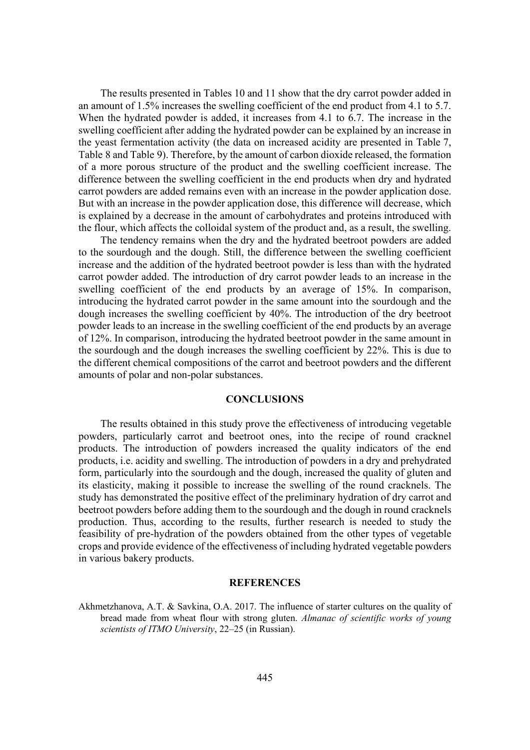The results presented in Tables 10 and 11 show that the dry carrot powder added in an amount of 1.5% increases the swelling coefficient of the end product from 4.1 to 5.7. When the hydrated powder is added, it increases from 4.1 to 6.7. The increase in the swelling coefficient after adding the hydrated powder can be explained by an increase in the yeast fermentation activity (the data on increased acidity are presented in Table 7, Table 8 and Table 9). Therefore, by the amount of carbon dioxide released, the formation of a more porous structure of the product and the swelling coefficient increase. The difference between the swelling coefficient in the end products when dry and hydrated carrot powders are added remains even with an increase in the powder application dose. But with an increase in the powder application dose, this difference will decrease, which is explained by a decrease in the amount of carbohydrates and proteins introduced with the flour, which affects the colloidal system of the product and, as a result, the swelling.

The tendency remains when the dry and the hydrated beetroot powders are added to the sourdough and the dough. Still, the difference between the swelling coefficient increase and the addition of the hydrated beetroot powder is less than with the hydrated carrot powder added. The introduction of dry carrot powder leads to an increase in the swelling coefficient of the end products by an average of 15%. In comparison, introducing the hydrated carrot powder in the same amount into the sourdough and the dough increases the swelling coefficient by 40%. The introduction of the dry beetroot powder leads to an increase in the swelling coefficient of the end products by an average of 12%. In comparison, introducing the hydrated beetroot powder in the same amount in the sourdough and the dough increases the swelling coefficient by 22%. This is due to the different chemical compositions of the carrot and beetroot powders and the different amounts of polar and non-polar substances.

## CONCLUSIONS

The results obtained in this study prove the effectiveness of introducing vegetable powders, particularly carrot and beetroot ones, into the recipe of round cracknel products. The introduction of powders increased the quality indicators of the end products, i.e. acidity and swelling. The introduction of powders in a dry and prehydrated form, particularly into the sourdough and the dough, increased the quality of gluten and its elasticity, making it possible to increase the swelling of the round cracknels. The study has demonstrated the positive effect of the preliminary hydration of dry carrot and beetroot powders before adding them to the sourdough and the dough in round cracknels production. Thus, according to the results, further research is needed to study the feasibility of pre-hydration of the powders obtained from the other types of vegetable crops and provide evidence of the effectiveness of including hydrated vegetable powders in various bakery products.

## REFERENCES

Akhmetzhanova, A.T. & Savkina, O.A. 2017. The influence of starter cultures on the quality of bread made from wheat flour with strong gluten. *Almanac of scientific works of young scientists of ITMO University*, 22–25 (in Russian).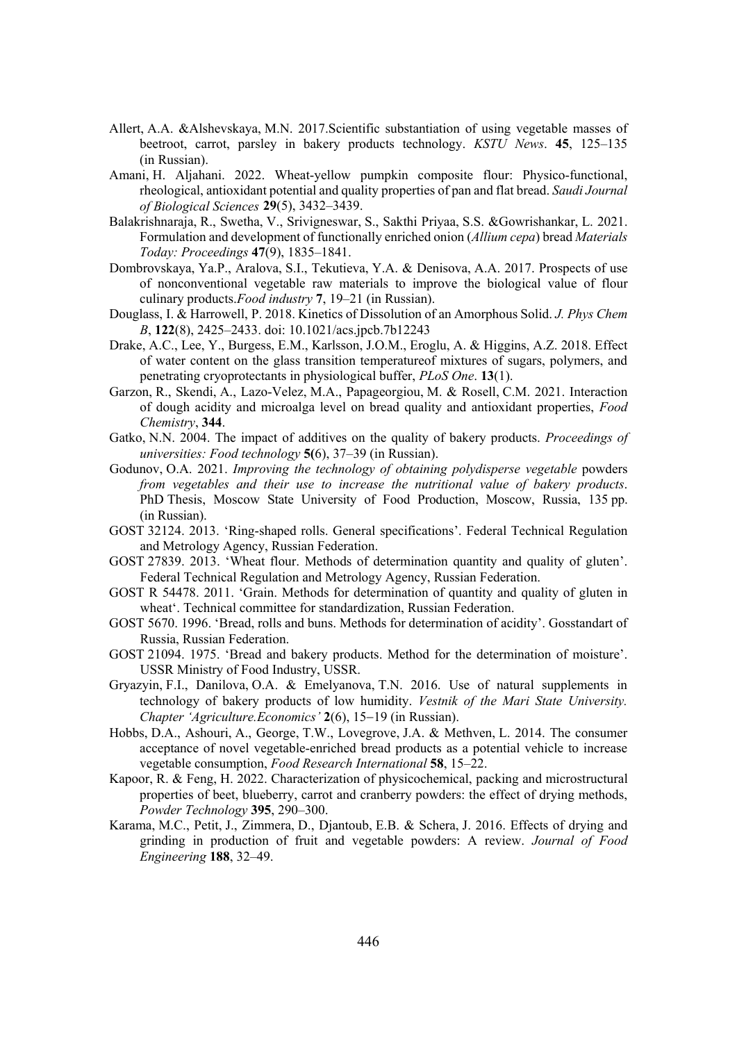Allert, A.A. &Alshevskaya, M.N. 2017.Scientific substantiation of using vegetable masses of beetroot, carrot, parsley in bakery products technology. *KSTU News*. **45**, 125–135 (in Russian).

Amani, H. Aljahani. 2022. Wheat-yellow pumpkin composite flour: Physico-functional, rheological, antioxidant potential and quality properties of pan and flat bread. *Saudi Journal of Biological Sciences* **29**(5), 3432–3439.

Balakrishnaraja, R., Swetha, V., Srivigneswar, S., Sakthi Priyaa, S.S. &Gowrishankar, L. 2021. Formulation and development of functionally enriched onion (*Allium cepa*) bread *Materials Today: Proceedings* **47**(9), 1835–1841.

Dombrovskaya, Ya.P., Aralova, S.I., Tekutieva, Y.A. & Denisova, A.A. 2017. Prospects of use of nonconventional vegetable raw materials to improve the biological value of flour culinary products.*Food industry* **7**, 19–21 (in Russian).

Douglass, I. & Harrowell, P. 2018. Kinetics of Dissolution of an Amorphous Solid. *J. Phys Chem B*, **122**(8), 2425–2433. doi: 10.1021/acs.jpcb.7b12243

Drake, A.C., Lee, Y., Burgess, E.M., Karlsson, J.O.M., Eroglu, A. & Higgins, A.Z. 2018. Effect of water content on the glass transition temperatureof mixtures of sugars, polymers, and penetrating cryoprotectants in physiological buffer, *PLoS One*. **13**(1).

Garzon, R., Skendi, A., Lazo-Velez, M.A., Papageorgiou, M. & Rosell, C.M. 2021. Interaction of dough acidity and microalga level on bread quality and antioxidant properties, *Food Chemistry*, **344**.

Gatko, N.N. 2004. The impact of additives on the quality of bakery products. *Proceedings of universities: Food technology* **5(**6), 37–39 (in Russian).

Godunov, O.A. 2021. *Improving the technology of obtaining polydisperse vegetable* powders *from vegetables and their use to increase the nutritional value of bakery products*. PhD Thesis, Moscow State University of Food Production, Moscow, Russia, 135 pp. (in Russian).

GOST 32124. 2013. 'Ring-shaped rolls. General specifications'. Federal Technical Regulation and Metrology Agency, Russian Federation.

GOST 27839. 2013. 'Wheat flour. Methods of determination quantity and quality of gluten'. Federal Technical Regulation and Metrology Agency, Russian Federation.

GOST R 54478. 2011. 'Grain. Methods for determination of quantity and quality of gluten in wheat'. Technical committee for standardization, Russian Federation.

GOST 5670. 1996. 'Bread, rolls and buns. Methods for determination of acidity'. Gosstandart of Russia, Russian Federation.

GOST 21094. 1975. 'Bread and bakery products. Method for the determination of moisture'. USSR Ministry of Food Industry, USSR.

Gryazyin, F.I., Danilova, O.A. & Emelyanova, T.N. 2016. Use of natural supplements in technology of bakery products of low humidity. *Vestnik of the Mari State University. Chapter 'Agriculture.Economics'* **2**(6), 15–19 (in Russian).

Hobbs, D.A., Ashouri, A., George, T.W., Lovegrove, J.A. & Methven, L. 2014. The consumer acceptance of novel vegetable-enriched bread products as a potential vehicle to increase vegetable consumption, *Food Research International* **58**, 15–22.

Kapoor, R. & Feng, H. 2022. Characterization of physicochemical, packing and microstructural properties of beet, blueberry, carrot and cranberry powders: the effect of drying methods, *Powder Technology* **395**, 290–300.

Karama, M.C., Petit, J., Zimmera, D., Djantoub, E.B. & Schera, J. 2016. Effects of drying and grinding in production of fruit and vegetable powders: A review. *Journal of Food Engineering* **188**, 32–49.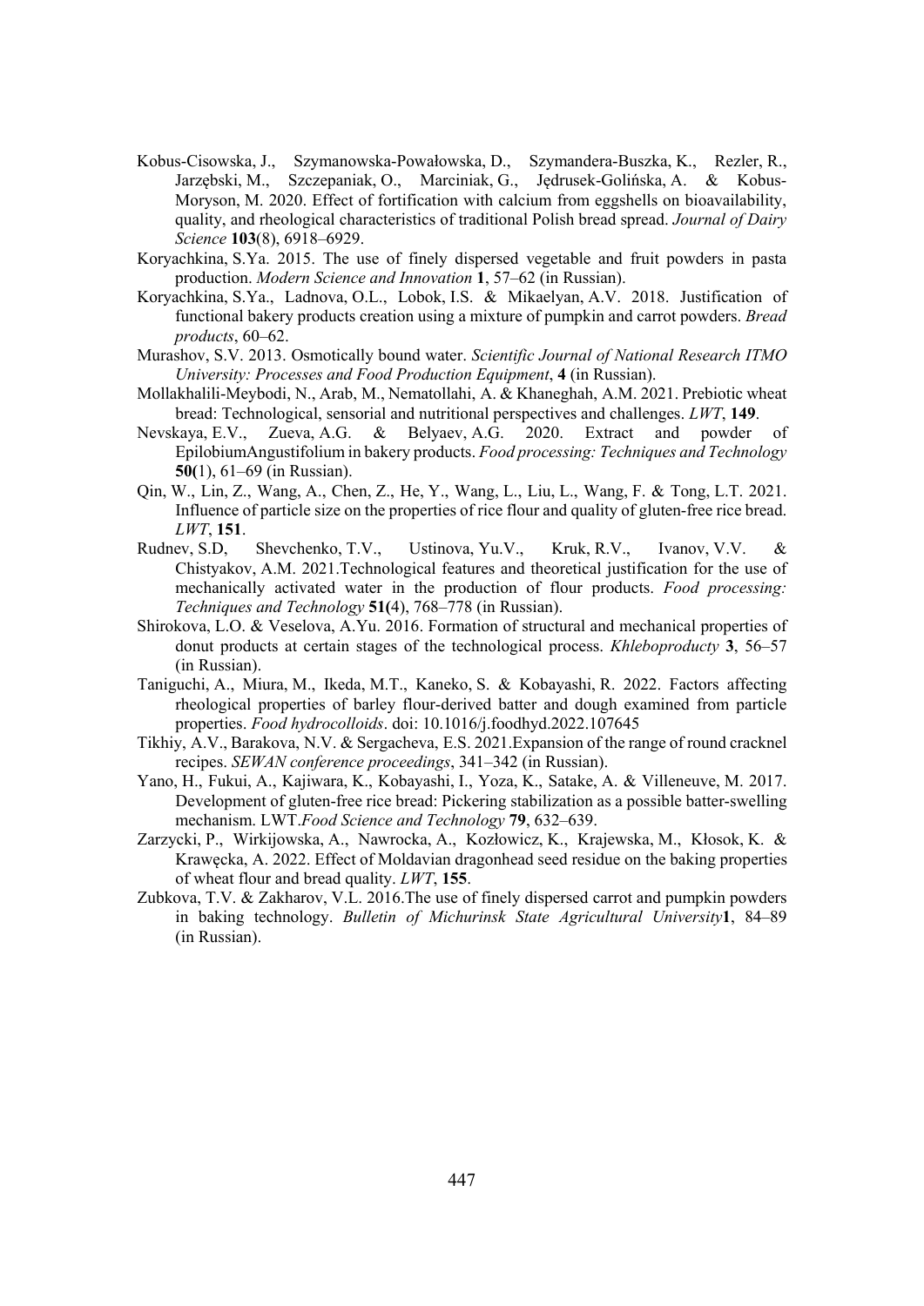Kobus-Cisowska, J., Szymanowska-Powałowska, D., Szymandera-Buszka, K., Rezler, R., Jarzębski, M., Szczepaniak, O., Marciniak, G., Jędrusek-Golińska, A. & Kobus-Moryson, M. 2020. Effect of fortification with calcium from eggshells on bioavailability, quality, and rheological characteristics of traditional Polish bread spread. *Journal of Dairy Science* **103**(8), 6918–6929.

Koryachkina, S.Ya. 2015. The use of finely dispersed vegetable and fruit powders in pasta production. *Modern Science and Innovation* **1**, 57–62 (in Russian).

Koryachkina, S.Ya., Ladnova, O.L., Lobok, I.S. & Mikaelyan, A.V. 2018. Justification of functional bakery products creation using a mixture of pumpkin and carrot powders. *Bread products*, 60–62.

Murashov, S.V. 2013. Osmotically bound water. *Scientific Journal of National Research ITMO University: Processes and Food Production Equipment*, **4** (in Russian).

Mollakhalili-Meybodi, N., Arab, M., Nematollahi, A. & Khaneghah, A.M. 2021. Prebiotic wheat bread: Technological, sensorial and nutritional perspectives and challenges. *LWT*, **149**.

Nevskaya, E.V., Zueva, A.G. & Belyaev, A.G. 2020. Extract and powder of EpilobiumAngustifolium in bakery products. *Food processing: Techniques and Technology* **50(**1), 61–69 (in Russian).

Qin, W., Lin, Z., Wang, A., Chen, Z., He, Y., Wang, L., Liu, L., Wang, F. & Tong, L.T. 2021. Influence of particle size on the properties of rice flour and quality of gluten-free rice bread. *LWT*, **151**.

Rudnev, S.D, Shevchenko, T.V., Ustinova, Yu.V., Kruk, R.V., Ivanov, V.V. & Chistyakov, A.M. 2021.Technological features and theoretical justification for the use of mechanically activated water in the production of flour products. *Food processing: Techniques and Technology* **51(**4), 768–778 (in Russian).

Shirokova, L.O. & Veselova, A.Yu. 2016. Formation of structural and mechanical properties of donut products at certain stages of the technological process. *Khleboproducty* **3**, 56–57 (in Russian).

Taniguchi, A., Miura, M., Ikeda, M.T., Kaneko, S. & Kobayashi, R. 2022. Factors affecting rheological properties of barley flour-derived batter and dough examined from particle properties. *Food hydrocolloids*. doi: 10.1016/j.foodhyd.2022.107645

Tikhiy, A.V., Barakova, N.V. & Sergacheva, E.S. 2021.Expansion of the range of round cracknel recipes. *SEWAN conference proceedings*, 341–342 (in Russian).

Yano, H., Fukui, A., Kajiwara, K., Kobayashi, I., Yoza, K., Satake, A. & Villeneuve, M. 2017. Development of gluten-free rice bread: Pickering stabilization as a possible batter-swelling mechanism. LWT.*Food Science and Technology* **79**, 632–639.

Zarzycki, P., Wirkijowska, A., Nawrocka, A., Kozłowicz, K., Krajewska, M., Kłosok, K. & Krawęcka, A. 2022. Effect of Moldavian dragonhead seed residue on the baking properties of wheat flour and bread quality. *LWT*, **155**.

Zubkova, T.V. & Zakharov, V.L. 2016.The use of finely dispersed carrot and pumpkin powders in baking technology. *Bulletin of Michurinsk State Agricultural University***1**, 84–89 (in Russian).